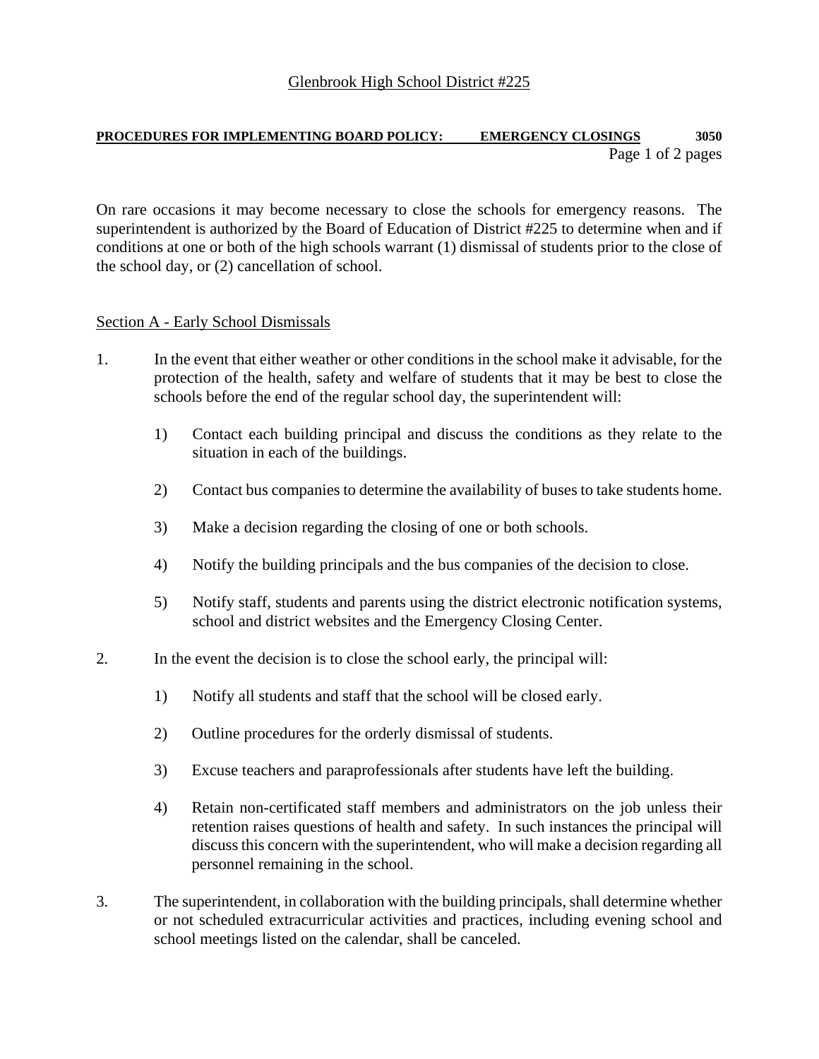Glenbrook High School District #225

**PROCEDURES FOR IMPLEMENTING BOARD POLICY: EMERGENCY CLOSINGS 3050**

On rare occasions it may become necessary to close the schools for emergency reasons. The superintendent is authorized by the Board of Education of District #225 to determine when and if conditions at one or both of the high schools warrant (1) dismissal of students prior to the close of the school day, or (2) cancellation of school.

## Section A - Early School Dismissals

1. In the event that either weather or other conditions in the school make it advisable, for the protection of the health, safety and welfare of students that it may be best to close the schools before the end of the regular school day, the superintendent will:

   1) Contact each building principal and discuss the conditions as they relate to the situation in each of the buildings.

   2) Contact bus companies to determine the availability of buses to take students home.

   3) Make a decision regarding the closing of one or both schools.

   4) Notify the building principals and the bus companies of the decision to close.

   5) Notify staff, students and parents using the district electronic notification systems, school and district websites and the Emergency Closing Center.

2. In the event the decision is to close the school early, the principal will:

   1) Notify all students and staff that the school will be closed early.

   2) Outline procedures for the orderly dismissal of students.

   3) Excuse teachers and paraprofessionals after students have left the building.

   4) Retain non-certificated staff members and administrators on the job unless their retention raises questions of health and safety. In such instances the principal will discuss this concern with the superintendent, who will make a decision regarding all personnel remaining in the school.

3. The superintendent, in collaboration with the building principals, shall determine whether or not scheduled extracurricular activities and practices, including evening school and school meetings listed on the calendar, shall be canceled.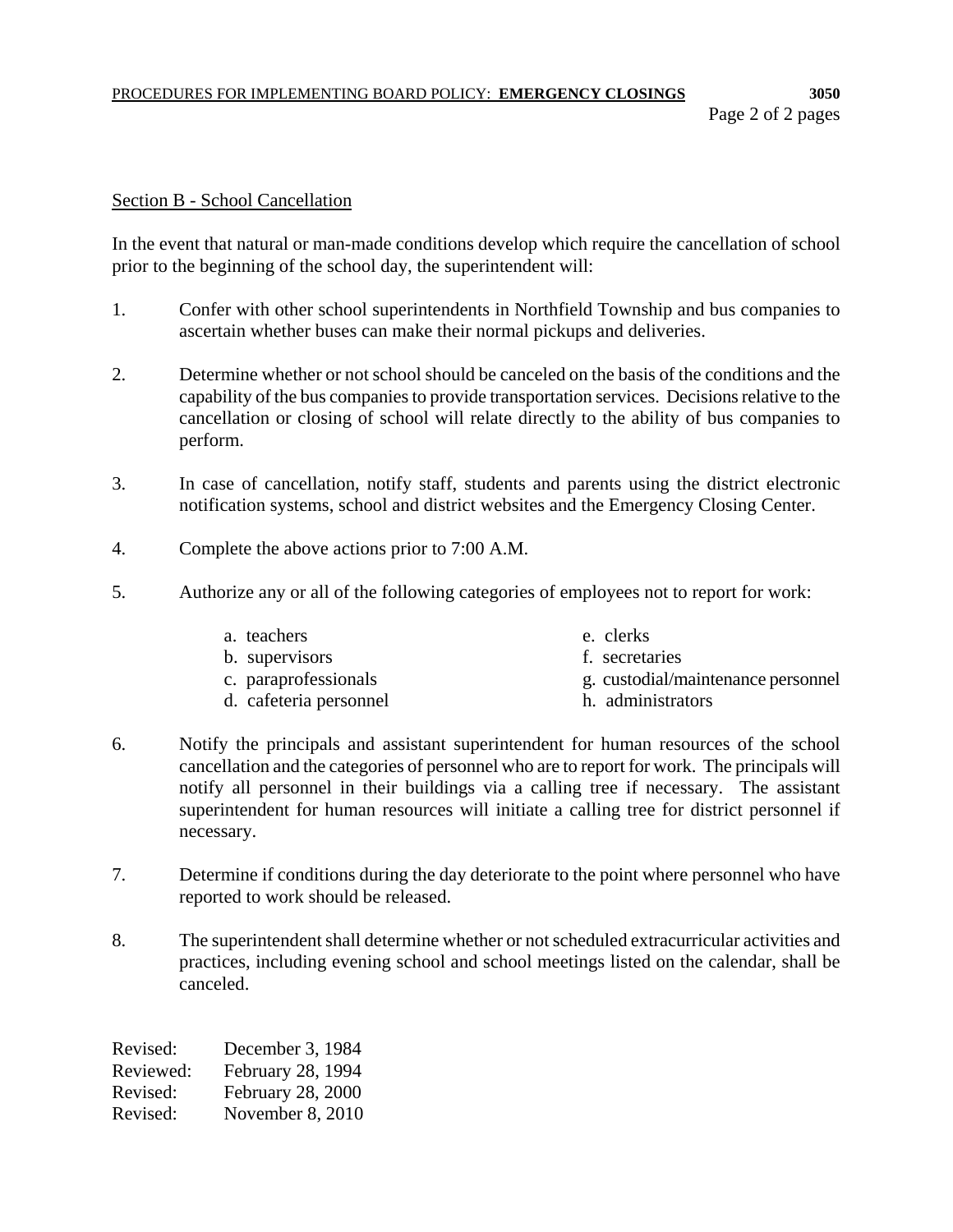## Section B - School Cancellation

In the event that natural or man-made conditions develop which require the cancellation of school prior to the beginning of the school day, the superintendent will:

1. Confer with other school superintendents in Northfield Township and bus companies to ascertain whether buses can make their normal pickups and deliveries.

2. Determine whether or not school should be canceled on the basis of the conditions and the capability of the bus companies to provide transportation services. Decisions relative to the cancellation or closing of school will relate directly to the ability of bus companies to perform.

3. In case of cancellation, notify staff, students and parents using the district electronic notification systems, school and district websites and the Emergency Closing Center.

4. Complete the above actions prior to 7:00 A.M.

5. Authorize any or all of the following categories of employees not to report for work:

   a. teachers
   b. supervisors
   c. paraprofessionals
   d. cafeteria personnel
   e. clerks
   f. secretaries
   g. custodial/maintenance personnel
   h. administrators

6. Notify the principals and assistant superintendent for human resources of the school cancellation and the categories of personnel who are to report for work. The principals will notify all personnel in their buildings via a calling tree if necessary. The assistant superintendent for human resources will initiate a calling tree for district personnel if necessary.

7. Determine if conditions during the day deteriorate to the point where personnel who have reported to work should be released.

8. The superintendent shall determine whether or not scheduled extracurricular activities and practices, including evening school and school meetings listed on the calendar, shall be canceled.

Revised: December 3, 1984
Reviewed: February 28, 1994
Revised: February 28, 2000
Revised: November 8, 2010